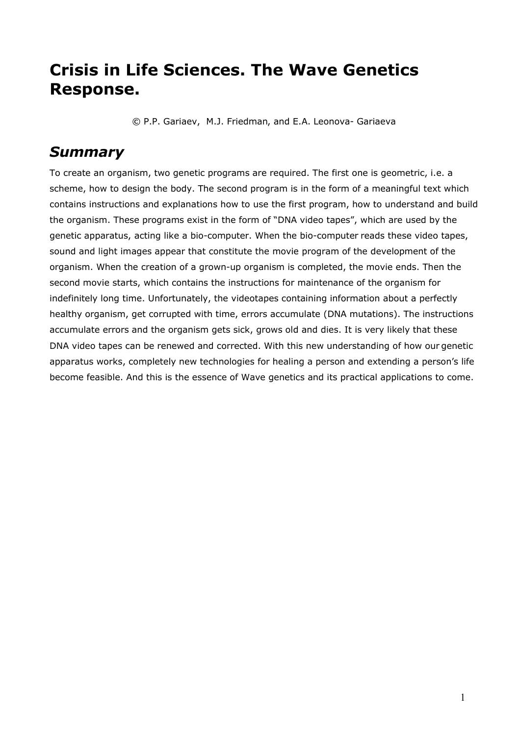# Crisis in Life Sciences. The Wave Genetics Response.

© P.P. Gariaev, M.J. Friedman, and E.A. Leonova- Gariaeva

## *Summary*

To create an organism, two genetic programs are required. The first one is geometric, i.e. a scheme, how to design the body. The second program is in the form of a meaningful text which contains instructions and explanations how to use the first program, how to understand and build the organism. These programs exist in the form of "DNA video tapes", which are used by the genetic apparatus, acting like a bio-computer. When the bio-computer reads these video tapes, sound and light images appear that constitute the movie program of the development of the organism. When the creation of a grown-up organism is completed, the movie ends. Then the second movie starts, which contains the instructions for maintenance of the organism for indefinitely long time. Unfortunately, the videotapes containing information about a perfectly healthy organism, get corrupted with time, errors accumulate (DNA mutations). The instructions accumulate errors and the organism gets sick, grows old and dies. It is very likely that these DNA video tapes can be renewed and corrected. With this new understanding of how our genetic apparatus works, completely new technologies for healing a person and extending a person's life become feasible. And this is the essence of Wave genetics and its practical applications to come.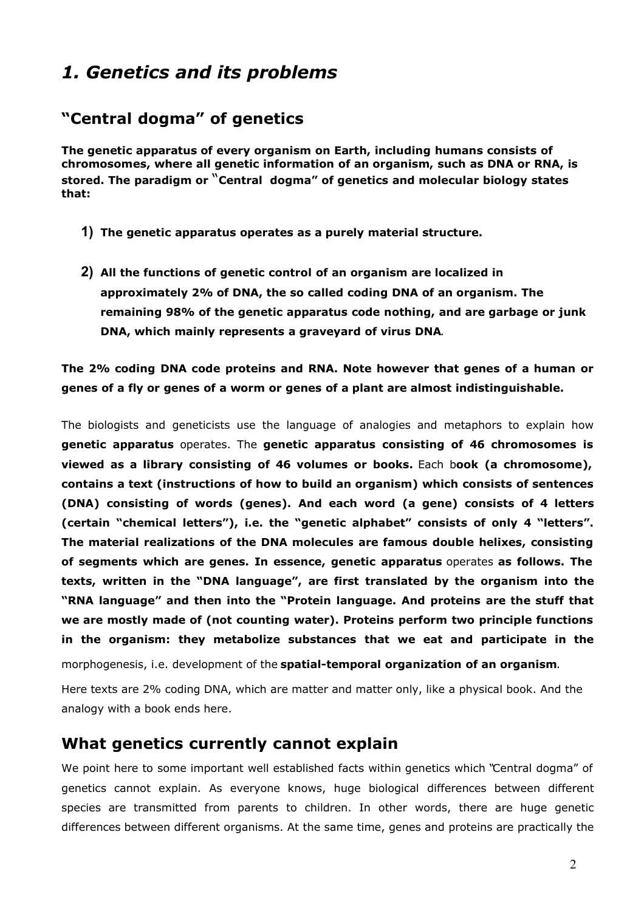# *1. Genetics and its problems*

## "Central dogma" of genetics

**The genetic apparatus of every organism on Earth, including humans consists of chromosomes, where all genetic information of an organism, such as DNA or RNA, is stored. The paradigm or "Central dogma" of genetics and molecular biology states that:**

1) **The genetic apparatus operates as a purely material structure.**

2) **All the functions of genetic control of an organism are localized in approximately 2% of DNA, the so called coding DNA of an organism. The remaining 98% of the genetic apparatus code nothing, and are garbage or junk DNA, which mainly represents a graveyard of virus DNA**.

**The 2% coding DNA code proteins and RNA. Note however that genes of a human or genes of a fly or genes of a worm or genes of a plant are almost indistinguishable.**

The biologists and geneticists use the language of analogies and metaphors to explain how **genetic apparatus** operates. The **genetic apparatus consisting of 46 chromosomes is viewed as a library consisting of 46 volumes or books.** Each b**ook (a chromosome), contains a text (instructions of how to build an organism) which consists of sentences (DNA) consisting of words (genes). And each word (a gene) consists of 4 letters (certain "chemical letters"), i.e. the "genetic alphabet" consists of only 4 "letters". The material realizations of the DNA molecules are famous double helixes, consisting of segments which are genes. In essence, genetic apparatus** operates **as follows. The texts, written in the "DNA language", are first translated by the organism into the "RNA language" and then into the "Protein language. And proteins are the stuff that we are mostly made of (not counting water). Proteins perform two principle functions in the organism: they metabolize substances that we eat and participate in the** morphogenesis, i.e. development of the **spatial-temporal organization of an organism**.

Here texts are 2% coding DNA, which are matter and matter only, like a physical book. And the analogy with a book ends here.

## What genetics currently cannot explain

We point here to some important well established facts within genetics which "Central dogma" of genetics cannot explain. As everyone knows, huge biological differences between different species are transmitted from parents to children. In other words, there are huge genetic differences between different organisms. At the same time, genes and proteins are practically the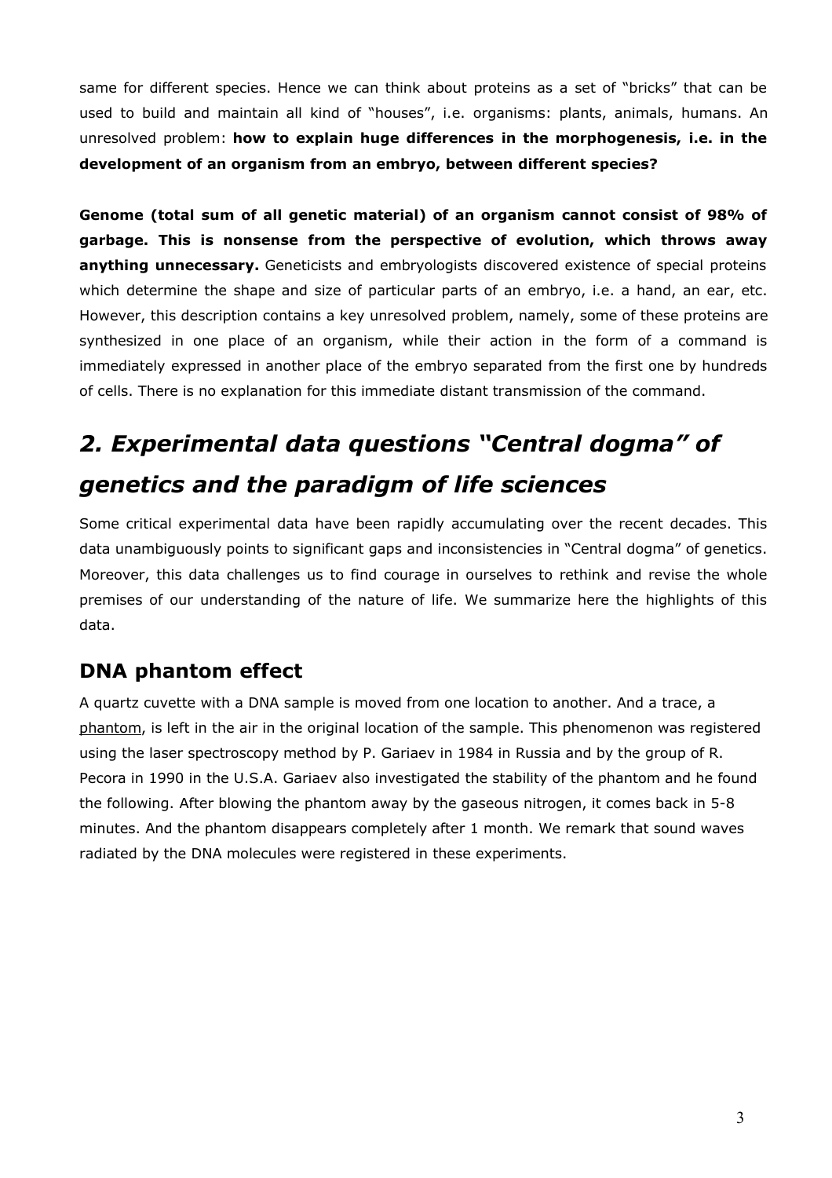same for different species. Hence we can think about proteins as a set of "bricks" that can be used to build and maintain all kind of "houses", i.e. organisms: plants, animals, humans. An unresolved problem: **how to explain huge differences in the morphogenesis, i.e. in the development of an organism from an embryo, between different species?**

**Genome (total sum of all genetic material) of an organism cannot consist of 98% of garbage. This is nonsense from the perspective of evolution, which throws away anything unnecessary.** Geneticists and embryologists discovered existence of special proteins which determine the shape and size of particular parts of an embryo, i.e. a hand, an ear, etc. However, this description contains a key unresolved problem, namely, some of these proteins are synthesized in one place of an organism, while their action in the form of a command is immediately expressed in another place of the embryo separated from the first one by hundreds of cells. There is no explanation for this immediate distant transmission of the command.

## *2. Experimental data questions "Central dogma" of genetics and the paradigm of life sciences*

Some critical experimental data have been rapidly accumulating over the recent decades. This data unambiguously points to significant gaps and inconsistencies in "Central dogma" of genetics. Moreover, this data challenges us to find courage in ourselves to rethink and revise the whole premises of our understanding of the nature of life. We summarize here the highlights of this data.

### DNA phantom effect

A quartz cuvette with a DNA sample is moved from one location to another. And a trace, a phantom, is left in the air in the original location of the sample. This phenomenon was registered using the laser spectroscopy method by P. Gariaev in 1984 in Russia and by the group of R. Pecora in 1990 in the U.S.A. Gariaev also investigated the stability of the phantom and he found the following. After blowing the phantom away by the gaseous nitrogen, it comes back in 5-8 minutes. And the phantom disappears completely after 1 month. We remark that sound waves radiated by the DNA molecules were registered in these experiments.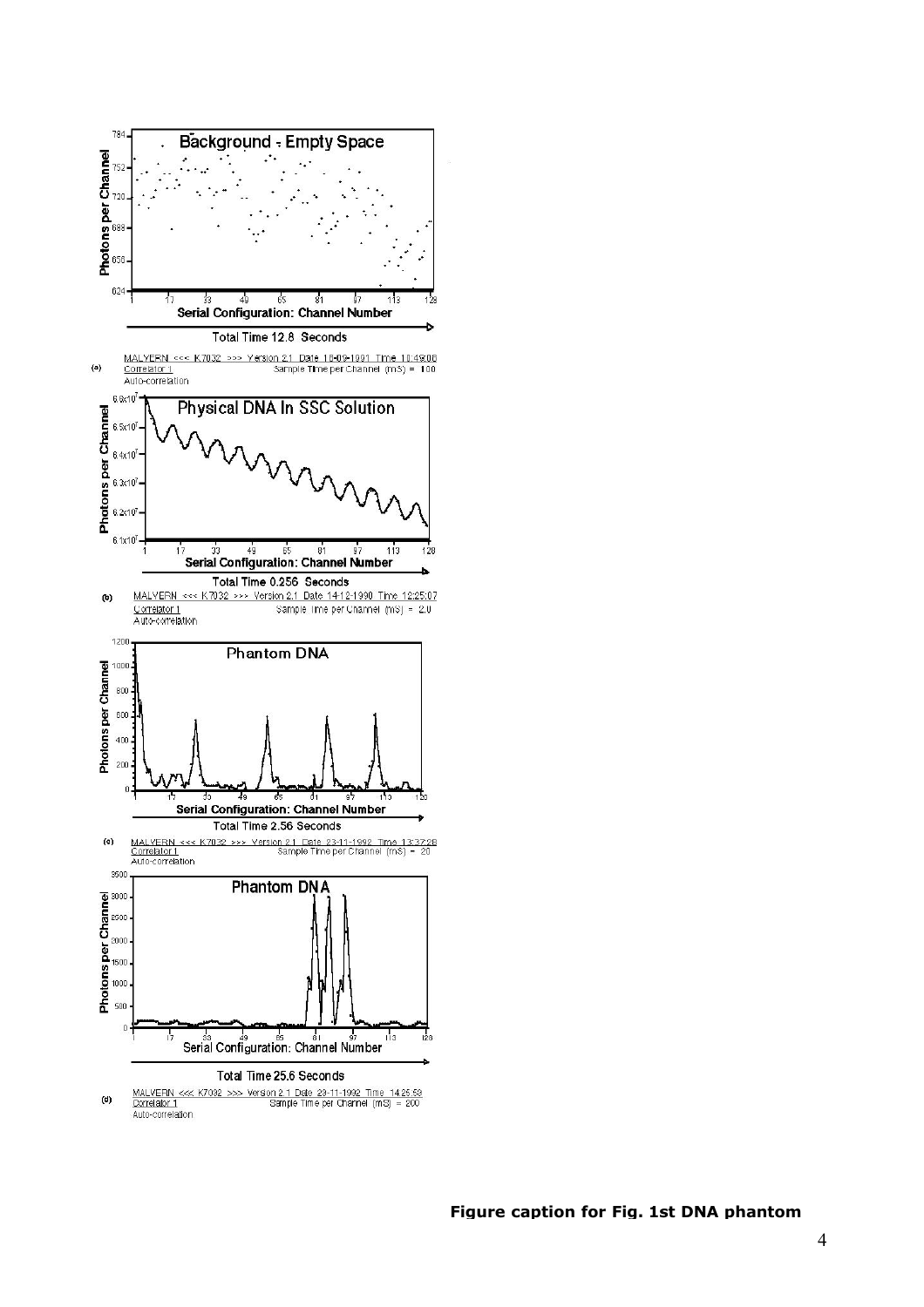**Figure caption for Fig. 1st DNA phantom**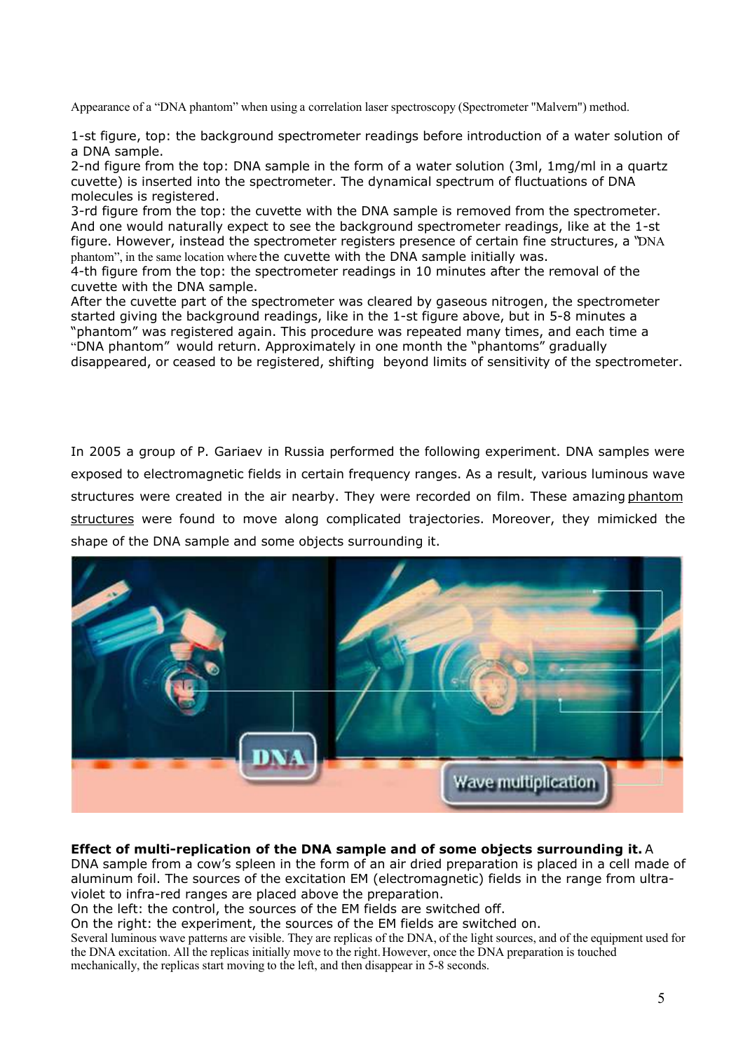Appearance of a “DNA phantom” when using a correlation laser spectroscopy (Spectrometer "Malvern") method.

1-st figure, top: the background spectrometer readings before introduction of a water solution of a DNA sample.
2-nd figure from the top: DNA sample in the form of a water solution (3ml, 1mg/ml in a quartz cuvette) is inserted into the spectrometer. The dynamical spectrum of fluctuations of DNA molecules is registered.
3-rd figure from the top: the cuvette with the DNA sample is removed from the spectrometer. And one would naturally expect to see the background spectrometer readings, like at the 1-st figure. However, instead the spectrometer registers presence of certain fine structures, a "DNA phantom", in the same location where the cuvette with the DNA sample initially was.
4-th figure from the top: the spectrometer readings in 10 minutes after the removal of the cuvette with the DNA sample.
After the cuvette part of the spectrometer was cleared by gaseous nitrogen, the spectrometer started giving the background readings, like in the 1-st figure above, but in 5-8 minutes a "phantom" was registered again. This procedure was repeated many times, and each time a "DNA phantom" would return. Approximately in one month the "phantoms" gradually disappeared, or ceased to be registered, shifting beyond limits of sensitivity of the spectrometer.

In 2005 a group of P. Gariaev in Russia performed the following experiment. DNA samples were exposed to electromagnetic fields in certain frequency ranges. As a result, various luminous wave structures were created in the air nearby. They were recorded on film. These amazing phantom structures were found to move along complicated trajectories. Moreover, they mimicked the shape of the DNA sample and some objects surrounding it.

**Effect of multi-replication of the DNA sample and of some objects surrounding it.** A DNA sample from a cow's spleen in the form of an air dried preparation is placed in a cell made of aluminum foil. The sources of the excitation EM (electromagnetic) fields in the range from ultra-violet to infra-red ranges are placed above the preparation.
On the left: the control, the sources of the EM fields are switched off.
On the right: the experiment, the sources of the EM fields are switched on.
Several luminous wave patterns are visible. They are replicas of the DNA, of the light sources, and of the equipment used for the DNA excitation. All the replicas initially move to the right. However, once the DNA preparation is touched mechanically, the replicas start moving to the left, and then disappear in 5-8 seconds.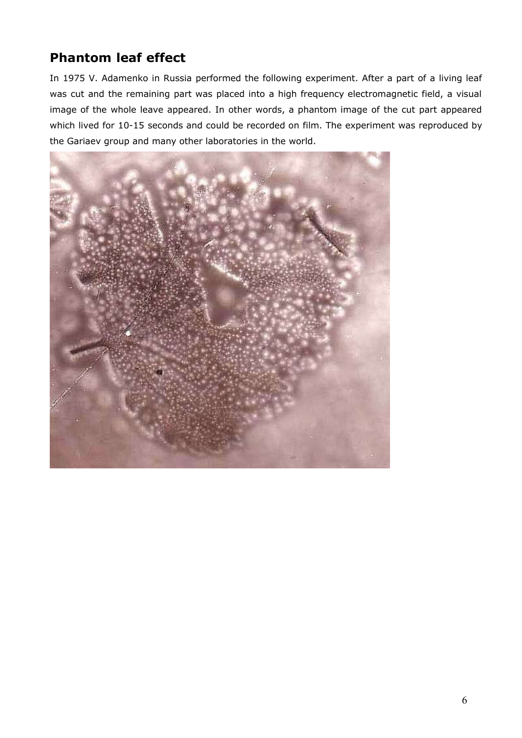## Phantom leaf effect

In 1975 V. Adamenko in Russia performed the following experiment. After a part of a living leaf was cut and the remaining part was placed into a high frequency electromagnetic field, a visual image of the whole leave appeared. In other words, a phantom image of the cut part appeared which lived for 10-15 seconds and could be recorded on film. The experiment was reproduced by the Gariaev group and many other laboratories in the world.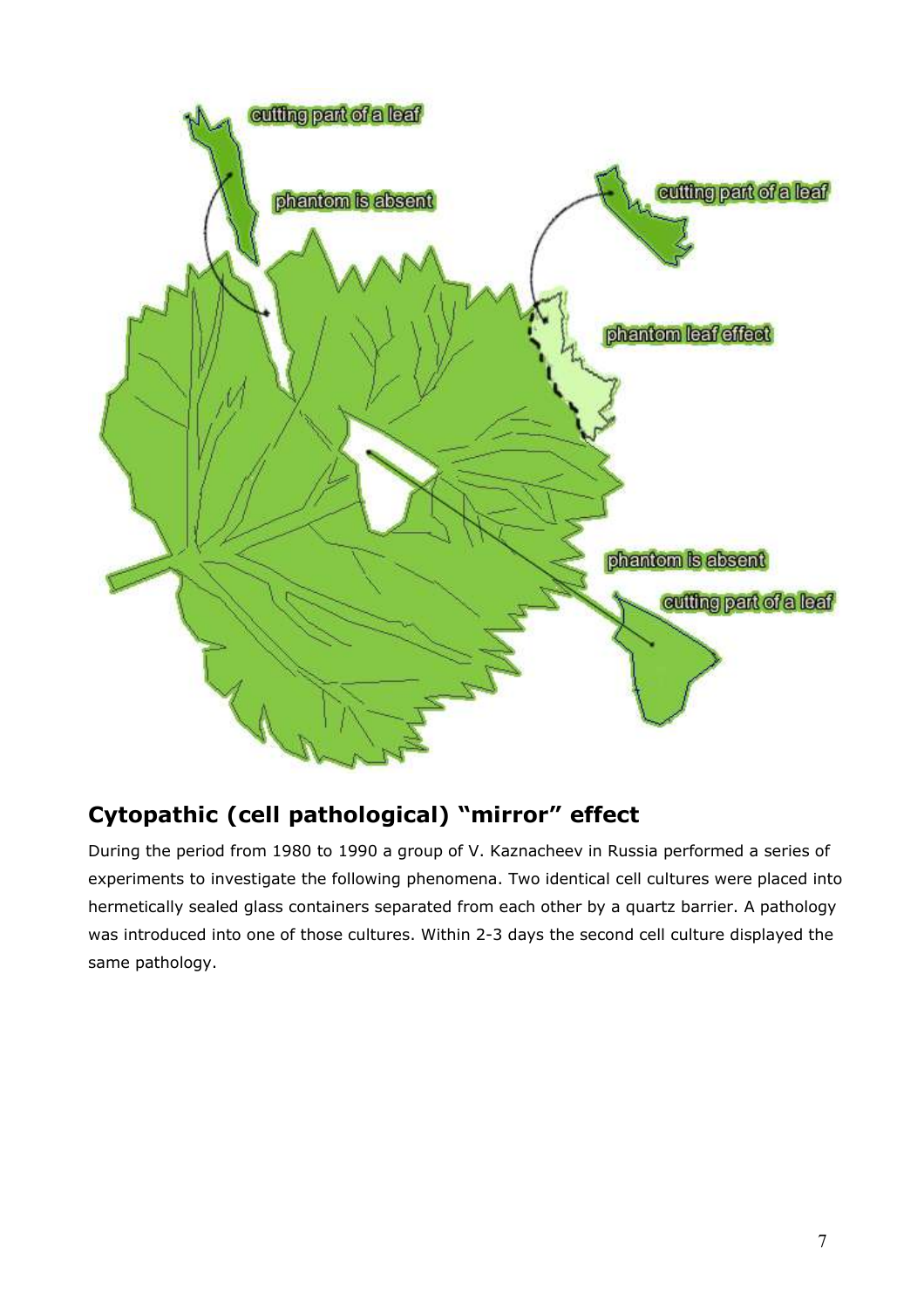## Cytopathic (cell pathological) "mirror" effect

During the period from 1980 to 1990 a group of V. Kaznacheev in Russia performed a series of experiments to investigate the following phenomena. Two identical cell cultures were placed into hermetically sealed glass containers separated from each other by a quartz barrier. A pathology was introduced into one of those cultures. Within 2-3 days the second cell culture displayed the same pathology.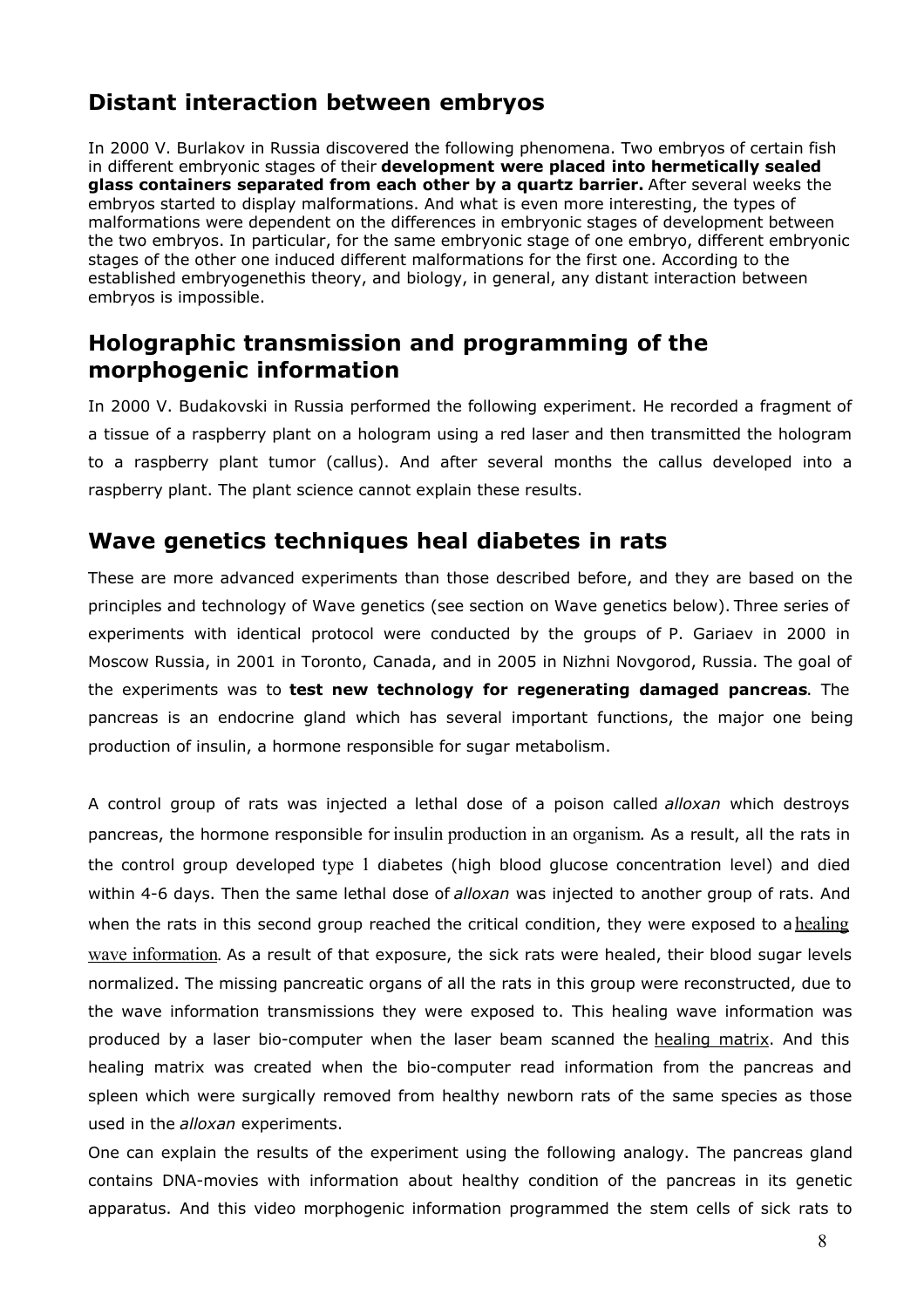## Distant interaction between embryos

In 2000 V. Burlakov in Russia discovered the following phenomena. Two embryos of certain fish in different embryonic stages of their **development were placed into hermetically sealed glass containers separated from each other by a quartz barrier.** After several weeks the embryos started to display malformations. And what is even more interesting, the types of malformations were dependent on the differences in embryonic stages of development between the two embryos. In particular, for the same embryonic stage of one embryo, different embryonic stages of the other one induced different malformations for the first one. According to the established embryogenethis theory, and biology, in general, any distant interaction between embryos is impossible.

## Holographic transmission and programming of the morphogenic information

In 2000 V. Budakovski in Russia performed the following experiment. He recorded a fragment of a tissue of a raspberry plant on a hologram using a red laser and then transmitted the hologram to a raspberry plant tumor (callus). And after several months the callus developed into a raspberry plant. The plant science cannot explain these results.

## Wave genetics techniques heal diabetes in rats

These are more advanced experiments than those described before, and they are based on the principles and technology of Wave genetics (see section on Wave genetics below). Three series of experiments with identical protocol were conducted by the groups of P. Gariaev in 2000 in Moscow Russia, in 2001 in Toronto, Canada, and in 2005 in Nizhni Novgorod, Russia. The goal of the experiments was to **test new technology for regenerating damaged pancreas**. The pancreas is an endocrine gland which has several important functions, the major one being production of insulin, a hormone responsible for sugar metabolism.

A control group of rats was injected a lethal dose of a poison called *alloxan* which destroys pancreas, the hormone responsible for insulin production in an organism. As a result, all the rats in the control group developed type 1 diabetes (high blood glucose concentration level) and died within 4-6 days. Then the same lethal dose of *alloxan* was injected to another group of rats. And when the rats in this second group reached the critical condition, they were exposed to a healing wave information. As a result of that exposure, the sick rats were healed, their blood sugar levels normalized. The missing pancreatic organs of all the rats in this group were reconstructed, due to the wave information transmissions they were exposed to. This healing wave information was produced by a laser bio-computer when the laser beam scanned the healing matrix. And this healing matrix was created when the bio-computer read information from the pancreas and spleen which were surgically removed from healthy newborn rats of the same species as those used in the *alloxan* experiments.

One can explain the results of the experiment using the following analogy. The pancreas gland contains DNA-movies with information about healthy condition of the pancreas in its genetic apparatus. And this video morphogenic information programmed the stem cells of sick rats to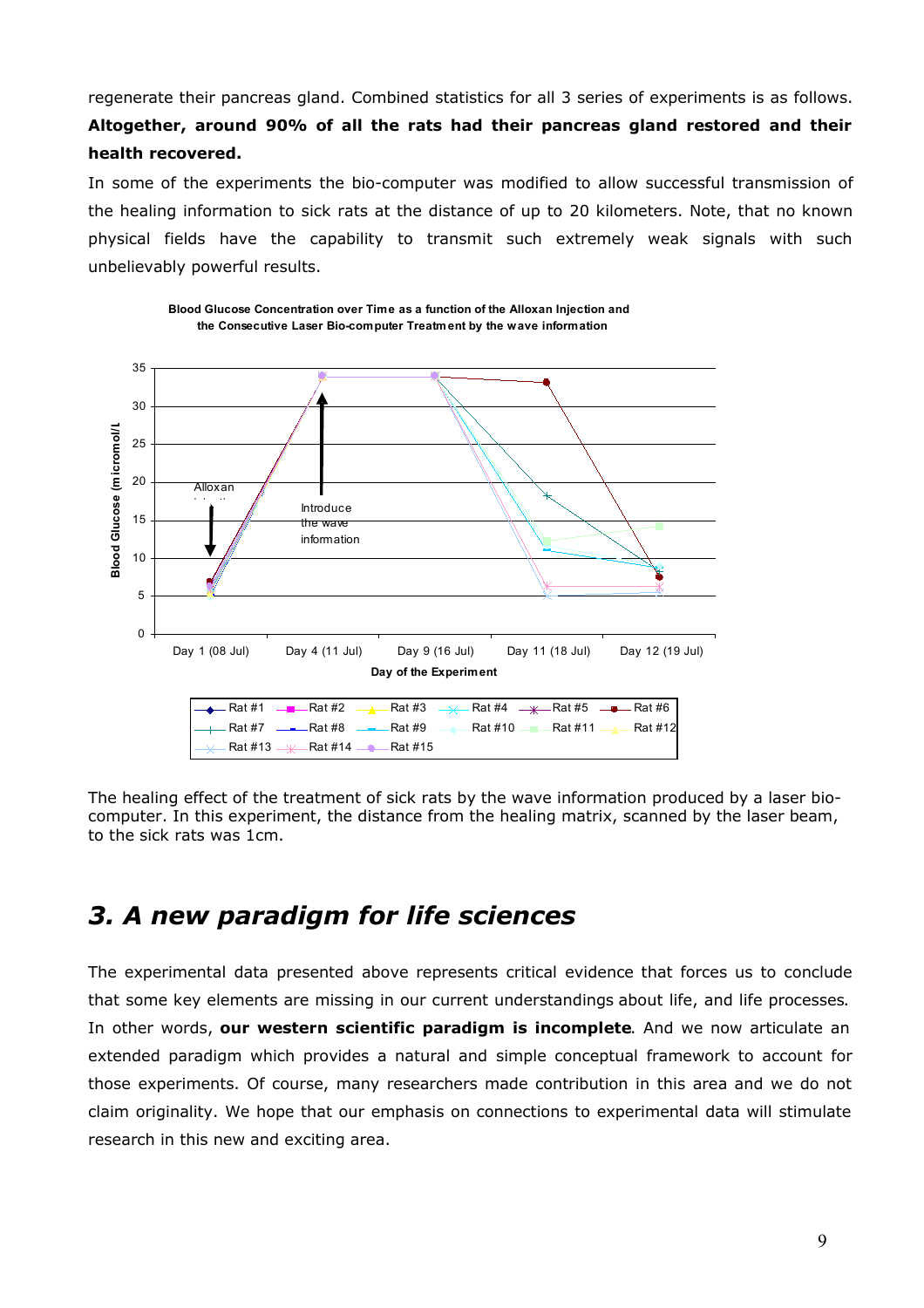regenerate their pancreas gland. Combined statistics for all 3 series of experiments is as follows. **Altogether, around 90% of all the rats had their pancreas gland restored and their health recovered.**

In some of the experiments the bio-computer was modified to allow successful transmission of the healing information to sick rats at the distance of up to 20 kilometers. Note, that no known physical fields have the capability to transmit such extremely weak signals with such unbelievably powerful results.

**Blood Glucose Concentration over Time as a function of the Alloxan Injection and the Consecutive Laser Bio-computer Treatment by the wave information**

The healing effect of the treatment of sick rats by the wave information produced by a laser bio-computer. In this experiment, the distance from the healing matrix, scanned by the laser beam, to the sick rats was 1cm.

## *3. A new paradigm for life sciences*

The experimental data presented above represents critical evidence that forces us to conclude that some key elements are missing in our current understandings about life, and life processes. In other words, **our western scientific paradigm is incomplete**. And we now articulate an extended paradigm which provides a natural and simple conceptual framework to account for those experiments. Of course, many researchers made contribution in this area and we do not claim originality. We hope that our emphasis on connections to experimental data will stimulate research in this new and exciting area.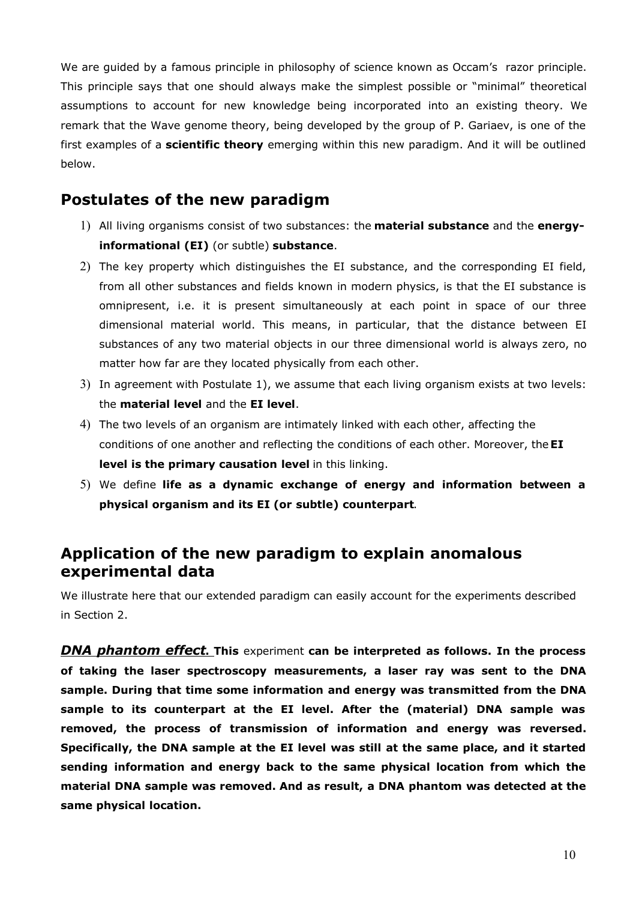We are guided by a famous principle in philosophy of science known as Occam's razor principle. This principle says that one should always make the simplest possible or "minimal" theoretical assumptions to account for new knowledge being incorporated into an existing theory. We remark that the Wave genome theory, being developed by the group of P. Gariaev, is one of the first examples of a **scientific theory** emerging within this new paradigm. And it will be outlined below.

## Postulates of the new paradigm

1) All living organisms consist of two substances: the **material substance** and the **energy-informational (EI)** (or subtle) **substance**.
2) The key property which distinguishes the EI substance, and the corresponding EI field, from all other substances and fields known in modern physics, is that the EI substance is omnipresent, i.e. it is present simultaneously at each point in space of our three dimensional material world. This means, in particular, that the distance between EI substances of any two material objects in our three dimensional world is always zero, no matter how far are they located physically from each other.
3) In agreement with Postulate 1), we assume that each living organism exists at two levels: the **material level** and the **EI level**.
4) The two levels of an organism are intimately linked with each other, affecting the conditions of one another and reflecting the conditions of each other. Moreover, the **EI level is the primary causation level** in this linking.
5) We define **life as a dynamic exchange of energy and information between a physical organism and its EI (or subtle) counterpart**.

## Application of the new paradigm to explain anomalous experimental data

We illustrate here that our extended paradigm can easily account for the experiments described in Section 2.

***DNA phantom effect.*** **This** experiment **can be interpreted as follows. In the process of taking the laser spectroscopy measurements, a laser ray was sent to the DNA sample. During that time some information and energy was transmitted from the DNA sample to its counterpart at the EI level. After the (material) DNA sample was removed, the process of transmission of information and energy was reversed. Specifically, the DNA sample at the EI level was still at the same place, and it started sending information and energy back to the same physical location from which the material DNA sample was removed. And as result, a DNA phantom was detected at the same physical location.**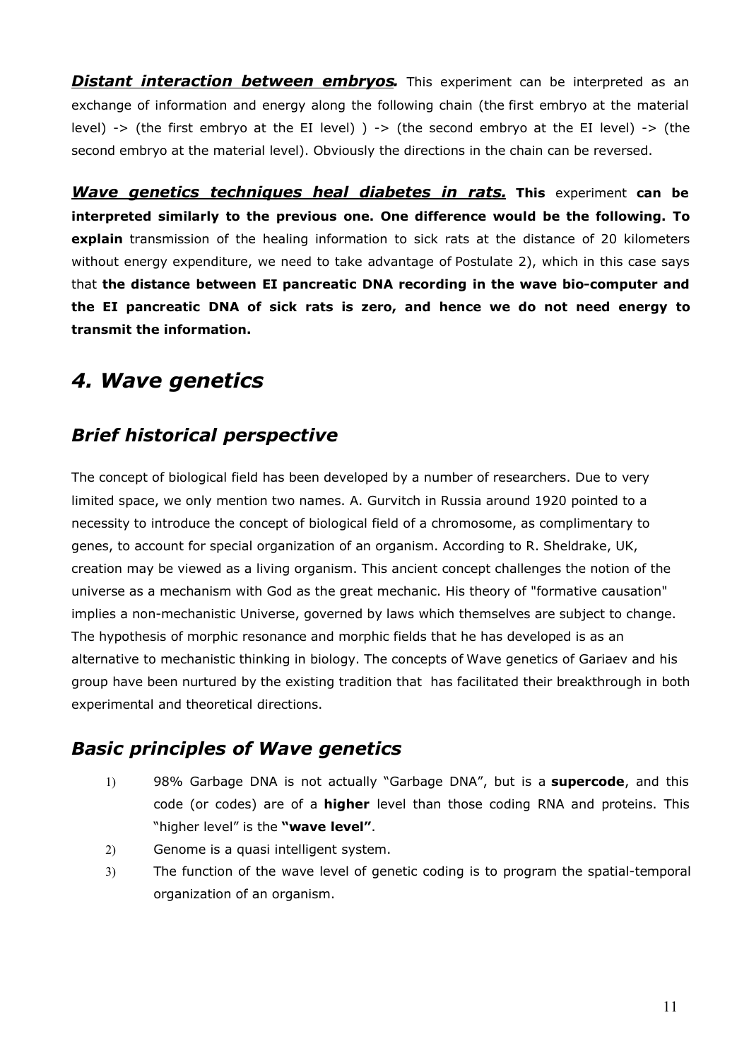***Distant interaction between embryos.*** This experiment can be interpreted as an exchange of information and energy along the following chain (the first embryo at the material level) -> (the first embryo at the EI level) ) -> (the second embryo at the EI level) -> (the second embryo at the material level). Obviously the directions in the chain can be reversed.

***Wave genetics techniques heal diabetes in rats.*** **This** experiment **can be interpreted similarly to the previous one. One difference would be the following. To explain** transmission of the healing information to sick rats at the distance of 20 kilometers without energy expenditure, we need to take advantage of Postulate 2), which in this case says that **the distance between EI pancreatic DNA recording in the wave bio-computer and the EI pancreatic DNA of sick rats is zero, and hence we do not need energy to transmit the information.**

# *4. Wave genetics*

## *Brief historical perspective*

The concept of biological field has been developed by a number of researchers. Due to very limited space, we only mention two names. A. Gurvitch in Russia around 1920 pointed to a necessity to introduce the concept of biological field of a chromosome, as complimentary to genes, to account for special organization of an organism. According to R. Sheldrake, UK, creation may be viewed as a living organism. This ancient concept challenges the notion of the universe as a mechanism with God as the great mechanic. His theory of "formative causation" implies a non-mechanistic Universe, governed by laws which themselves are subject to change. The hypothesis of morphic resonance and morphic fields that he has developed is as an alternative to mechanistic thinking in biology. The concepts of Wave genetics of Gariaev and his group have been nurtured by the existing tradition that has facilitated their breakthrough in both experimental and theoretical directions.

## *Basic principles of Wave genetics*

1) 98% Garbage DNA is not actually "Garbage DNA", but is a **supercode**, and this code (or codes) are of a **higher** level than those coding RNA and proteins. This "higher level" is the **"wave level"**.
2) Genome is a quasi intelligent system.
3) The function of the wave level of genetic coding is to program the spatial-temporal organization of an organism.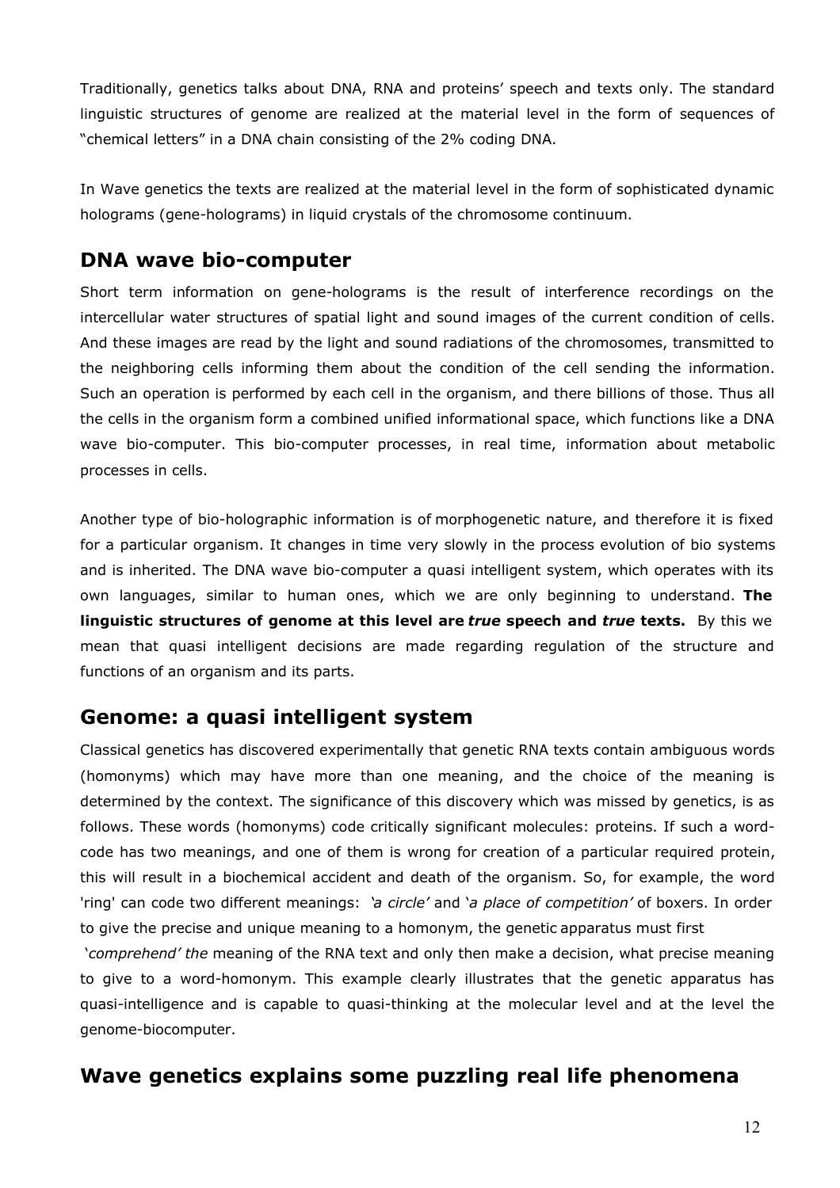Traditionally, genetics talks about DNA, RNA and proteins' speech and texts only. The standard linguistic structures of genome are realized at the material level in the form of sequences of "chemical letters" in a DNA chain consisting of the 2% coding DNA.

In Wave genetics the texts are realized at the material level in the form of sophisticated dynamic holograms (gene-holograms) in liquid crystals of the chromosome continuum.

## DNA wave bio-computer

Short term information on gene-holograms is the result of interference recordings on the intercellular water structures of spatial light and sound images of the current condition of cells. And these images are read by the light and sound radiations of the chromosomes, transmitted to the neighboring cells informing them about the condition of the cell sending the information. Such an operation is performed by each cell in the organism, and there billions of those. Thus all the cells in the organism form a combined unified informational space, which functions like a DNA wave bio-computer. This bio-computer processes, in real time, information about metabolic processes in cells.

Another type of bio-holographic information is of morphogenetic nature, and therefore it is fixed for a particular organism. It changes in time very slowly in the process evolution of bio systems and is inherited. The DNA wave bio-computer a quasi intelligent system, which operates with its own languages, similar to human ones, which we are only beginning to understand. **The linguistic structures of genome at this level are *true* speech and *true* texts.** By this we mean that quasi intelligent decisions are made regarding regulation of the structure and functions of an organism and its parts.

## Genome: a quasi intelligent system

Classical genetics has discovered experimentally that genetic RNA texts contain ambiguous words (homonyms) which may have more than one meaning, and the choice of the meaning is determined by the context. The significance of this discovery which was missed by genetics, is as follows. These words (homonyms) code critically significant molecules: proteins. If such a word-code has two meanings, and one of them is wrong for creation of a particular required protein, this will result in a biochemical accident and death of the organism. So, for example, the word 'ring' can code two different meanings: *'a circle'* and *'a place of competition'* of boxers. In order to give the precise and unique meaning to a homonym, the genetic apparatus must first *'comprehend' the* meaning of the RNA text and only then make a decision, what precise meaning to give to a word-homonym. This example clearly illustrates that the genetic apparatus has quasi-intelligence and is capable to quasi-thinking at the molecular level and at the level the genome-biocomputer.

## Wave genetics explains some puzzling real life phenomena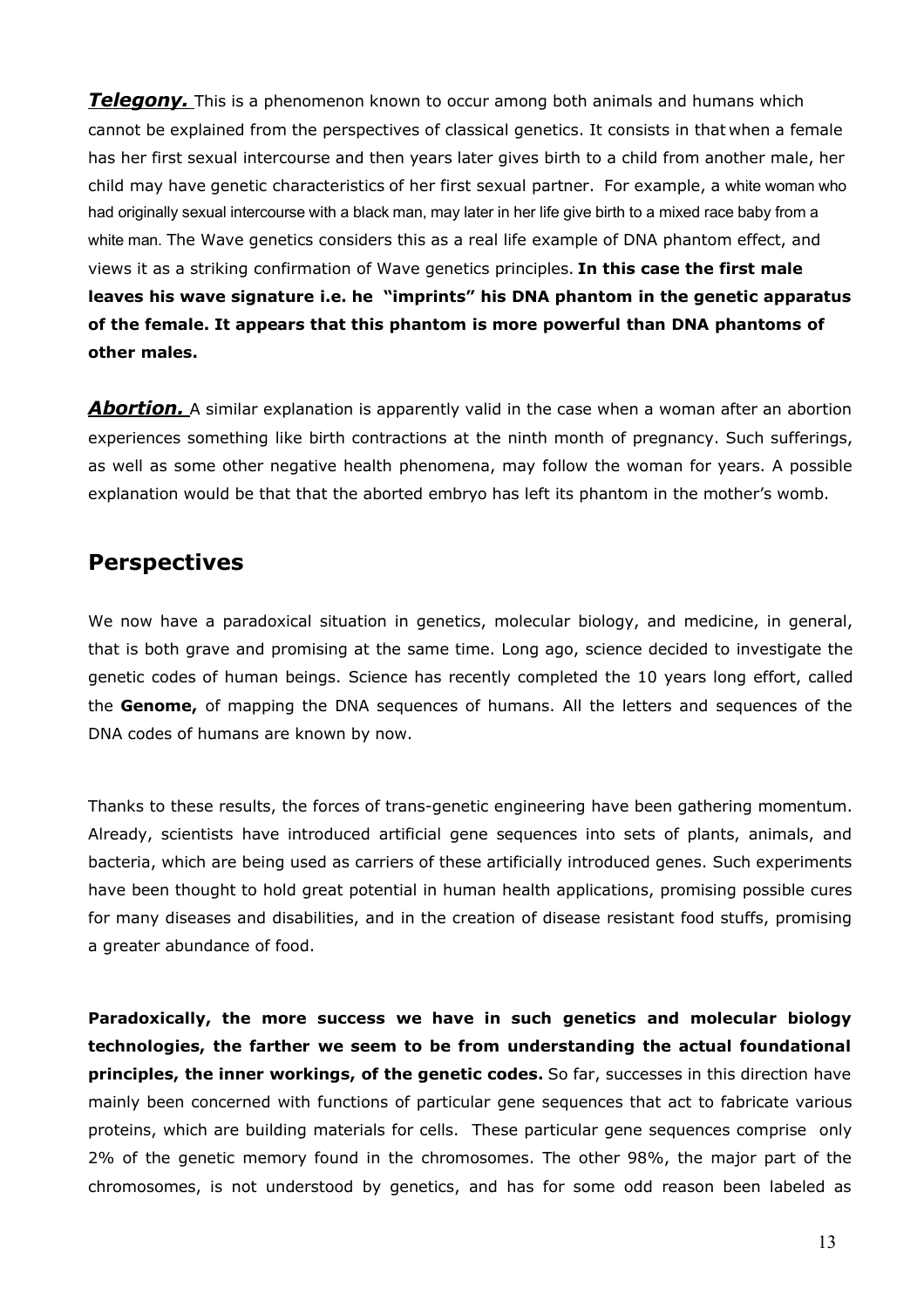***Telegony.*** This is a phenomenon known to occur among both animals and humans which cannot be explained from the perspectives of classical genetics. It consists in that when a female has her first sexual intercourse and then years later gives birth to a child from another male, her child may have genetic characteristics of her first sexual partner. For example, a white woman who had originally sexual intercourse with a black man, may later in her life give birth to a mixed race baby from a white man. The Wave genetics considers this as a real life example of DNA phantom effect, and views it as a striking confirmation of Wave genetics principles. **In this case the first male leaves his wave signature i.e. he "imprints" his DNA phantom in the genetic apparatus of the female. It appears that this phantom is more powerful than DNA phantoms of other males.**

***Abortion.*** A similar explanation is apparently valid in the case when a woman after an abortion experiences something like birth contractions at the ninth month of pregnancy. Such sufferings, as well as some other negative health phenomena, may follow the woman for years. A possible explanation would be that that the aborted embryo has left its phantom in the mother's womb.

## Perspectives

We now have a paradoxical situation in genetics, molecular biology, and medicine, in general, that is both grave and promising at the same time. Long ago, science decided to investigate the genetic codes of human beings. Science has recently completed the 10 years long effort, called the **Genome,** of mapping the DNA sequences of humans. All the letters and sequences of the DNA codes of humans are known by now.

Thanks to these results, the forces of trans-genetic engineering have been gathering momentum. Already, scientists have introduced artificial gene sequences into sets of plants, animals, and bacteria, which are being used as carriers of these artificially introduced genes. Such experiments have been thought to hold great potential in human health applications, promising possible cures for many diseases and disabilities, and in the creation of disease resistant food stuffs, promising a greater abundance of food.

**Paradoxically, the more success we have in such genetics and molecular biology technologies, the farther we seem to be from understanding the actual foundational principles, the inner workings, of the genetic codes.** So far, successes in this direction have mainly been concerned with functions of particular gene sequences that act to fabricate various proteins, which are building materials for cells. These particular gene sequences comprise only 2% of the genetic memory found in the chromosomes. The other 98%, the major part of the chromosomes, is not understood by genetics, and has for some odd reason been labeled as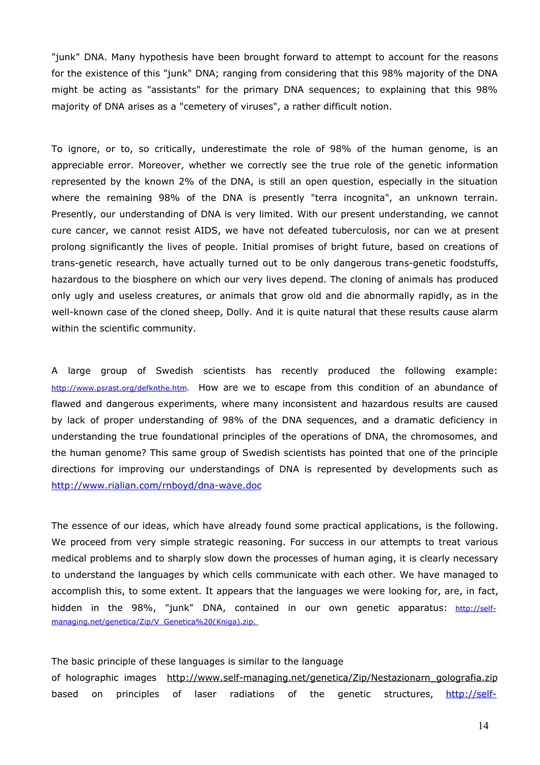"junk" DNA. Many hypothesis have been brought forward to attempt to account for the reasons for the existence of this "junk" DNA; ranging from considering that this 98% majority of the DNA might be acting as "assistants" for the primary DNA sequences; to explaining that this 98% majority of DNA arises as a "cemetery of viruses", a rather difficult notion.

To ignore, or to, so critically, underestimate the role of 98% of the human genome, is an appreciable error. Moreover, whether we correctly see the true role of the genetic information represented by the known 2% of the DNA, is still an open question, especially in the situation where the remaining 98% of the DNA is presently "terra incognita", an unknown terrain. Presently, our understanding of DNA is very limited. With our present understanding, we cannot cure cancer, we cannot resist AIDS, we have not defeated tuberculosis, nor can we at present prolong significantly the lives of people. Initial promises of bright future, based on creations of trans-genetic research, have actually turned out to be only dangerous trans-genetic foodstuffs, hazardous to the biosphere on which our very lives depend. The cloning of animals has produced only ugly and useless creatures, or animals that grow old and die abnormally rapidly, as in the well-known case of the cloned sheep, Dolly. And it is quite natural that these results cause alarm within the scientific community.

A large group of Swedish scientists has recently produced the following example: http://www.psrast.org/defknthe.htm. How are we to escape from this condition of an abundance of flawed and dangerous experiments, where many inconsistent and hazardous results are caused by lack of proper understanding of 98% of the DNA sequences, and a dramatic deficiency in understanding the true foundational principles of the operations of DNA, the chromosomes, and the human genome? This same group of Swedish scientists has pointed that one of the principle directions for improving our understandings of DNA is represented by developments such as http://www.rialian.com/rnboyd/dna-wave.doc

The essence of our ideas, which have already found some practical applications, is the following. We proceed from very simple strategic reasoning. For success in our attempts to treat various medical problems and to sharply slow down the processes of human aging, it is clearly necessary to understand the languages by which cells communicate with each other. We have managed to accomplish this, to some extent. It appears that the languages we were looking for, are, in fact, hidden in the 98%, "junk" DNA, contained in our own genetic apparatus: http://self-managing.net/genetica/Zip/V_Genetica%20(Kniga).zip.

The basic principle of these languages is similar to the language of holographic images http://www.self-managing.net/genetica/Zip/Nestazionarn_golografia.zip based on principles of laser radiations of the genetic structures, http://self-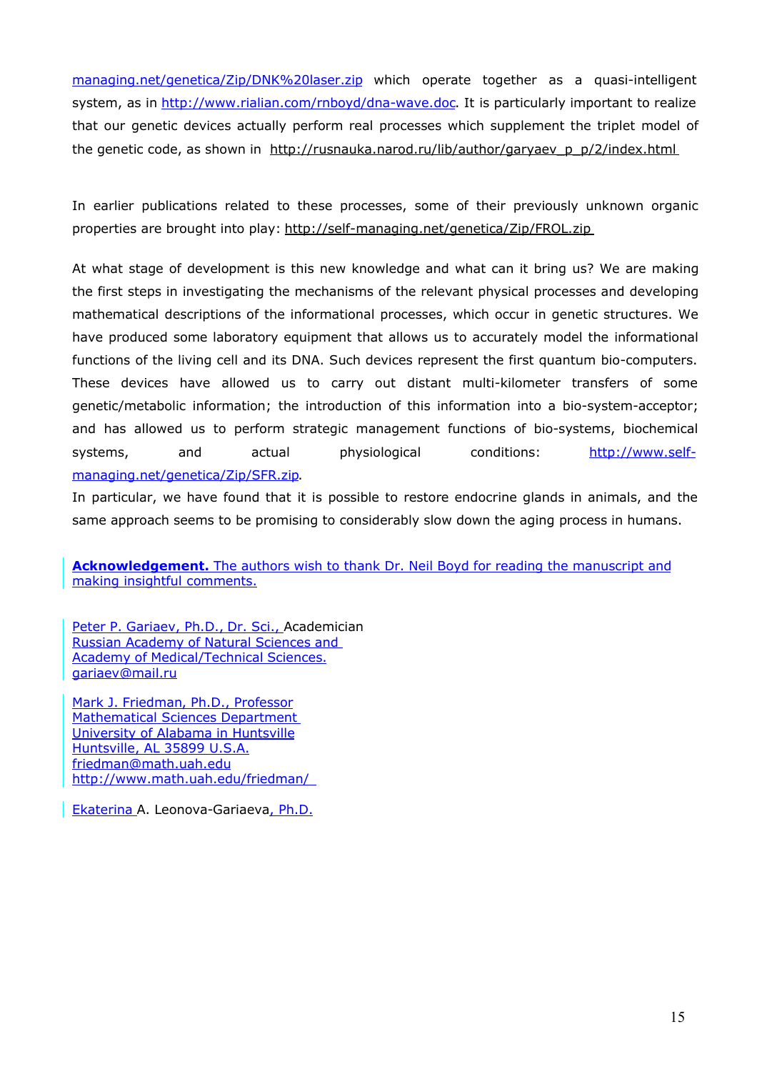managing.net/genetica/Zip/DNK%20laser.zip which operate together as a quasi-intelligent system, as in http://www.rialian.com/rnboyd/dna-wave.doc. It is particularly important to realize that our genetic devices actually perform real processes which supplement the triplet model of the genetic code, as shown in http://rusnauka.narod.ru/lib/author/garyaev_p_p/2/index.html

In earlier publications related to these processes, some of their previously unknown organic properties are brought into play: http://self-managing.net/genetica/Zip/FROL.zip

At what stage of development is this new knowledge and what can it bring us? We are making the first steps in investigating the mechanisms of the relevant physical processes and developing mathematical descriptions of the informational processes, which occur in genetic structures. We have produced some laboratory equipment that allows us to accurately model the informational functions of the living cell and its DNA. Such devices represent the first quantum bio-computers. These devices have allowed us to carry out distant multi-kilometer transfers of some genetic/metabolic information; the introduction of this information into a bio-system-acceptor; and has allowed us to perform strategic management functions of bio-systems, biochemical systems, and actual physiological conditions: http://www.self-managing.net/genetica/Zip/SFR.zip.

In particular, we have found that it is possible to restore endocrine glands in animals, and the same approach seems to be promising to considerably slow down the aging process in humans.

**Acknowledgement.** The authors wish to thank Dr. Neil Boyd for reading the manuscript and making insightful comments.

Peter P. Gariaev, Ph.D., Dr. Sci., Academician
Russian Academy of Natural Sciences and
Academy of Medical/Technical Sciences.
gariaev@mail.ru

Mark J. Friedman, Ph.D., Professor
Mathematical Sciences Department
University of Alabama in Huntsville
Huntsville, AL 35899 U.S.A.
friedman@math.uah.edu
http://www.math.uah.edu/friedman/

Ekaterina A. Leonova-Gariaeva, Ph.D.